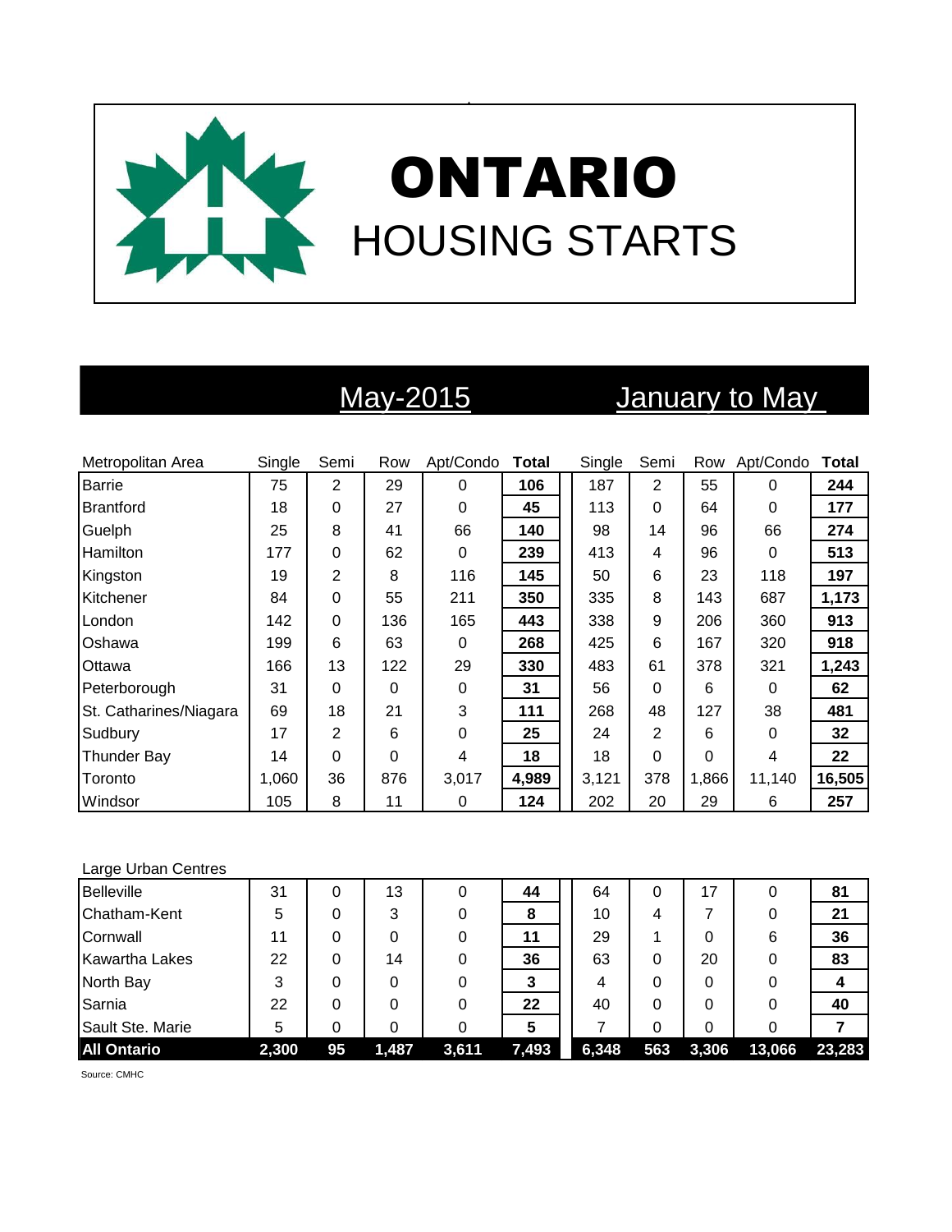# ONTARIO

## HOUSING STARTS

| | May-2015 | | | | | January to May | | | | |
|---|---|---|---|---|---|---|---|---|---|---|
| Metropolitan Area | Single | Semi | Row | Apt/Condo | **Total** | Single | Semi | Row | Apt/Condo | **Total** |
| Barrie | 75 | 2 | 29 | 0 | **106** | 187 | 2 | 55 | 0 | **244** |
| Brantford | 18 | 0 | 27 | 0 | **45** | 113 | 0 | 64 | 0 | **177** |
| Guelph | 25 | 8 | 41 | 66 | **140** | 98 | 14 | 96 | 66 | **274** |
| Hamilton | 177 | 0 | 62 | 0 | **239** | 413 | 4 | 96 | 0 | **513** |
| Kingston | 19 | 2 | 8 | 116 | **145** | 50 | 6 | 23 | 118 | **197** |
| Kitchener | 84 | 0 | 55 | 211 | **350** | 335 | 8 | 143 | 687 | **1,173** |
| London | 142 | 0 | 136 | 165 | **443** | 338 | 9 | 206 | 360 | **913** |
| Oshawa | 199 | 6 | 63 | 0 | **268** | 425 | 6 | 167 | 320 | **918** |
| Ottawa | 166 | 13 | 122 | 29 | **330** | 483 | 61 | 378 | 321 | **1,243** |
| Peterborough | 31 | 0 | 0 | 0 | **31** | 56 | 0 | 6 | 0 | **62** |
| St. Catharines/Niagara | 69 | 18 | 21 | 3 | **111** | 268 | 48 | 127 | 38 | **481** |
| Sudbury | 17 | 2 | 6 | 0 | **25** | 24 | 2 | 6 | 0 | **32** |
| Thunder Bay | 14 | 0 | 0 | 4 | **18** | 18 | 0 | 0 | 4 | **22** |
| Toronto | 1,060 | 36 | 876 | 3,017 | **4,989** | 3,121 | 378 | 1,866 | 11,140 | **16,505** |
| Windsor | 105 | 8 | 11 | 0 | **124** | 202 | 20 | 29 | 6 | **257** |
| Large Urban Centres | | | | | | | | | | |
| Belleville | 31 | 0 | 13 | 0 | **44** | 64 | 0 | 17 | 0 | **81** |
| Chatham-Kent | 5 | 0 | 3 | 0 | **8** | 10 | 4 | 7 | 0 | **21** |
| Cornwall | 11 | 0 | 0 | 0 | **11** | 29 | 1 | 0 | 6 | **36** |
| Kawartha Lakes | 22 | 0 | 14 | 0 | **36** | 63 | 0 | 20 | 0 | **83** |
| North Bay | 3 | 0 | 0 | 0 | **3** | 4 | 0 | 0 | 0 | **4** |
| Sarnia | 22 | 0 | 0 | 0 | **22** | 40 | 0 | 0 | 0 | **40** |
| Sault Ste. Marie | 5 | 0 | 0 | 0 | **5** | 7 | 0 | 0 | 0 | **7** |
| **All Ontario** | **2,300** | **95** | **1,487** | **3,611** | **7,493** | **6,348** | **563** | **3,306** | **13,066** | **23,283** |

Source: CMHC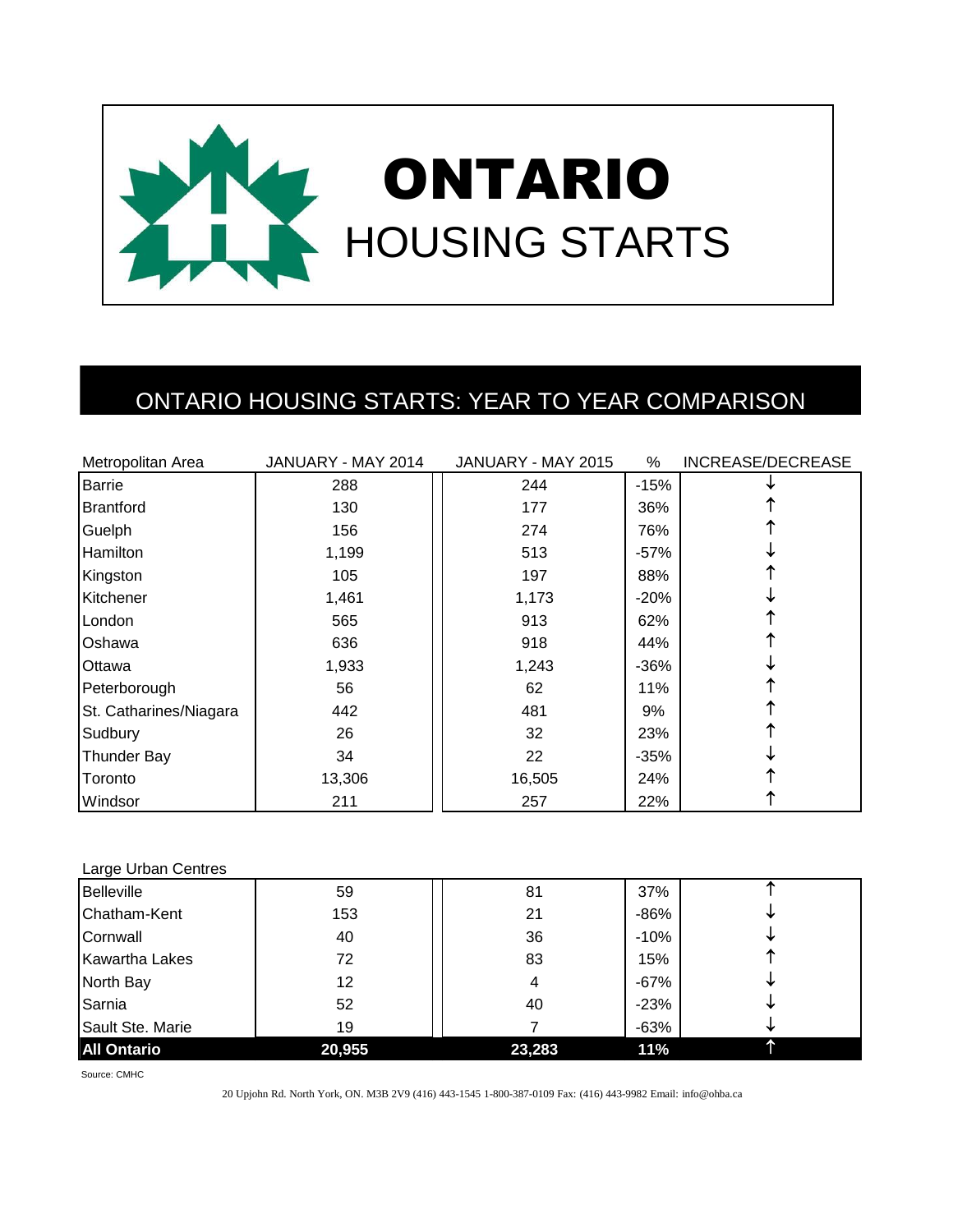# ONTARIO
## HOUSING STARTS

## ONTARIO HOUSING STARTS: YEAR TO YEAR COMPARISON

| Metropolitan Area | JANUARY - MAY 2014 | JANUARY - MAY 2015 | % | INCREASE/DECREASE |
|---|---|---|---|---|
| Barrie | 288 | 244 | -15% | ↓ |
| Brantford | 130 | 177 | 36% | ↑ |
| Guelph | 156 | 274 | 76% | ↑ |
| Hamilton | 1,199 | 513 | -57% | ↓ |
| Kingston | 105 | 197 | 88% | ↑ |
| Kitchener | 1,461 | 1,173 | -20% | ↓ |
| London | 565 | 913 | 62% | ↑ |
| Oshawa | 636 | 918 | 44% | ↑ |
| Ottawa | 1,933 | 1,243 | -36% | ↓ |
| Peterborough | 56 | 62 | 11% | ↑ |
| St. Catharines/Niagara | 442 | 481 | 9% | ↑ |
| Sudbury | 26 | 32 | 23% | ↑ |
| Thunder Bay | 34 | 22 | -35% | ↓ |
| Toronto | 13,306 | 16,505 | 24% | ↑ |
| Windsor | 211 | 257 | 22% | ↑ |
| **Large Urban Centres** | | | | |
| Belleville | 59 | 81 | 37% | ↑ |
| Chatham-Kent | 153 | 21 | -86% | ↓ |
| Cornwall | 40 | 36 | -10% | ↓ |
| Kawartha Lakes | 72 | 83 | 15% | ↑ |
| North Bay | 12 | 4 | -67% | ↓ |
| Sarnia | 52 | 40 | -23% | ↓ |
| Sault Ste. Marie | 19 | 7 | -63% | ↓ |
| **All Ontario** | **20,955** | **23,283** | **11%** | ↑ |

Source: CMHC

20 Upjohn Rd. North York, ON. M3B 2V9 (416) 443-1545 1-800-387-0109 Fax: (416) 443-9982 Email: info@ohba.ca